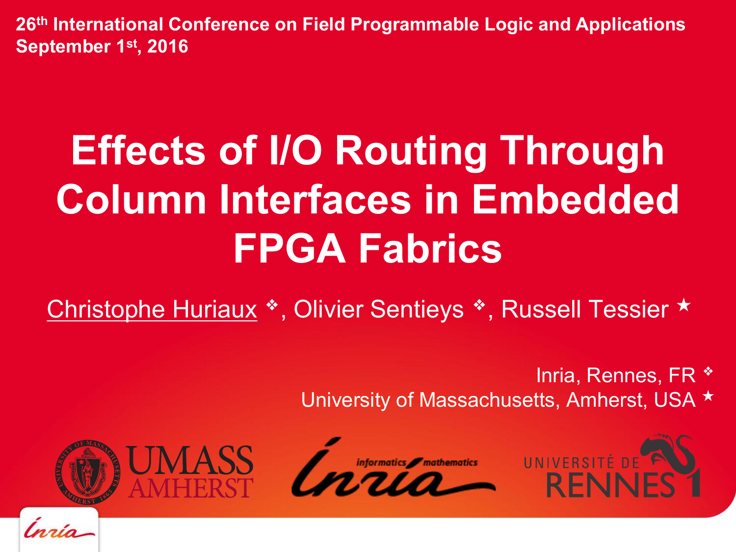26th International Conference on Field Programmable Logic and Applications
September 1st, 2016

# Effects of I/O Routing Through Column Interfaces in Embedded FPGA Fabrics

Christophe Huriaux ❖, Olivier Sentieys ❖, Russell Tessier ★

Inria, Rennes, FR ❖
University of Massachusetts, Amherst, USA ★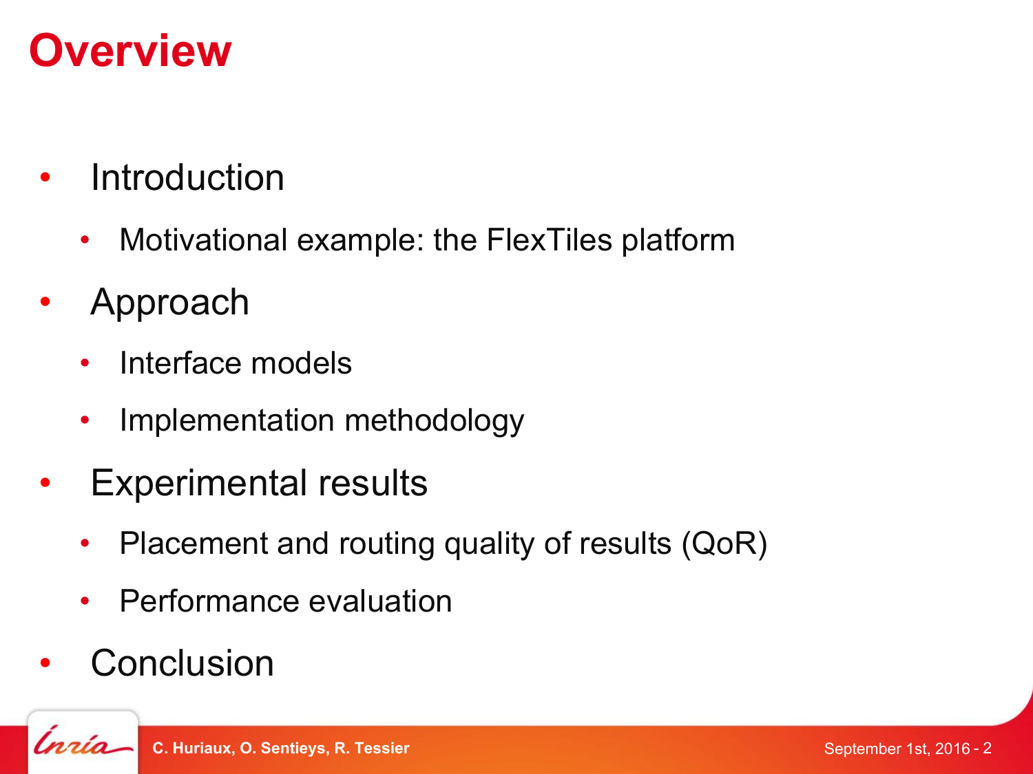# Overview

- Introduction
  - Motivational example: the FlexTiles platform
- Approach
  - Interface models
  - Implementation methodology
- Experimental results
  - Placement and routing quality of results (QoR)
  - Performance evaluation
- Conclusion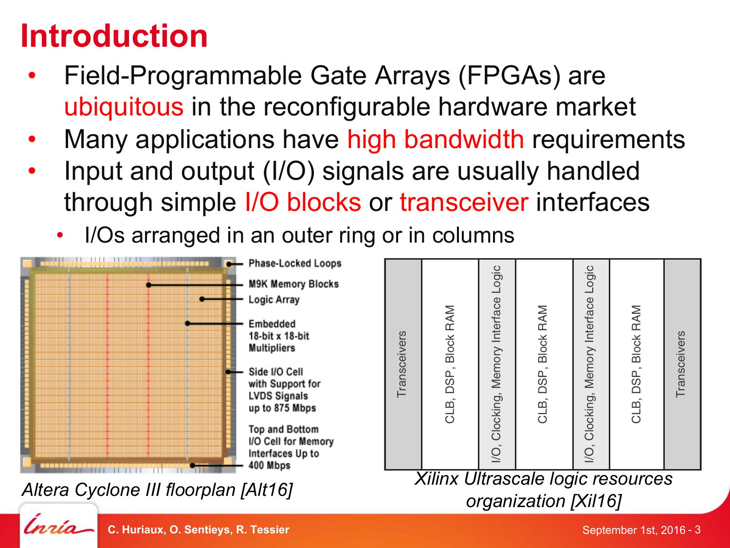# Introduction

- Field-Programmable Gate Arrays (FPGAs) are ubiquitous in the reconfigurable hardware market
- Many applications have high bandwidth requirements
- Input and output (I/O) signals are usually handled through simple I/O blocks or transceiver interfaces
  - I/Os arranged in an outer ring or in columns

Phase-Locked Loops

M9K Memory Blocks

Logic Array

Embedded 18-bit x 18-bit Multipliers

Side I/O Cell with Support for LVDS Signals up to 875 Mbps

Top and Bottom I/O Cell for Memory Interfaces Up to 400 Mbps

*Altera Cyclone III floorplan [Alt16]*

| Transceivers | CLB, DSP, Block RAM | I/O, Clocking, Memory Interface Logic | CLB, DSP, Block RAM | I/O, Clocking, Memory Interface Logic | CLB, DSP, Block RAM | Transceivers |
| --- | --- | --- | --- | --- | --- | --- |

*Xilinx Ultrascale logic resources organization [Xil16]*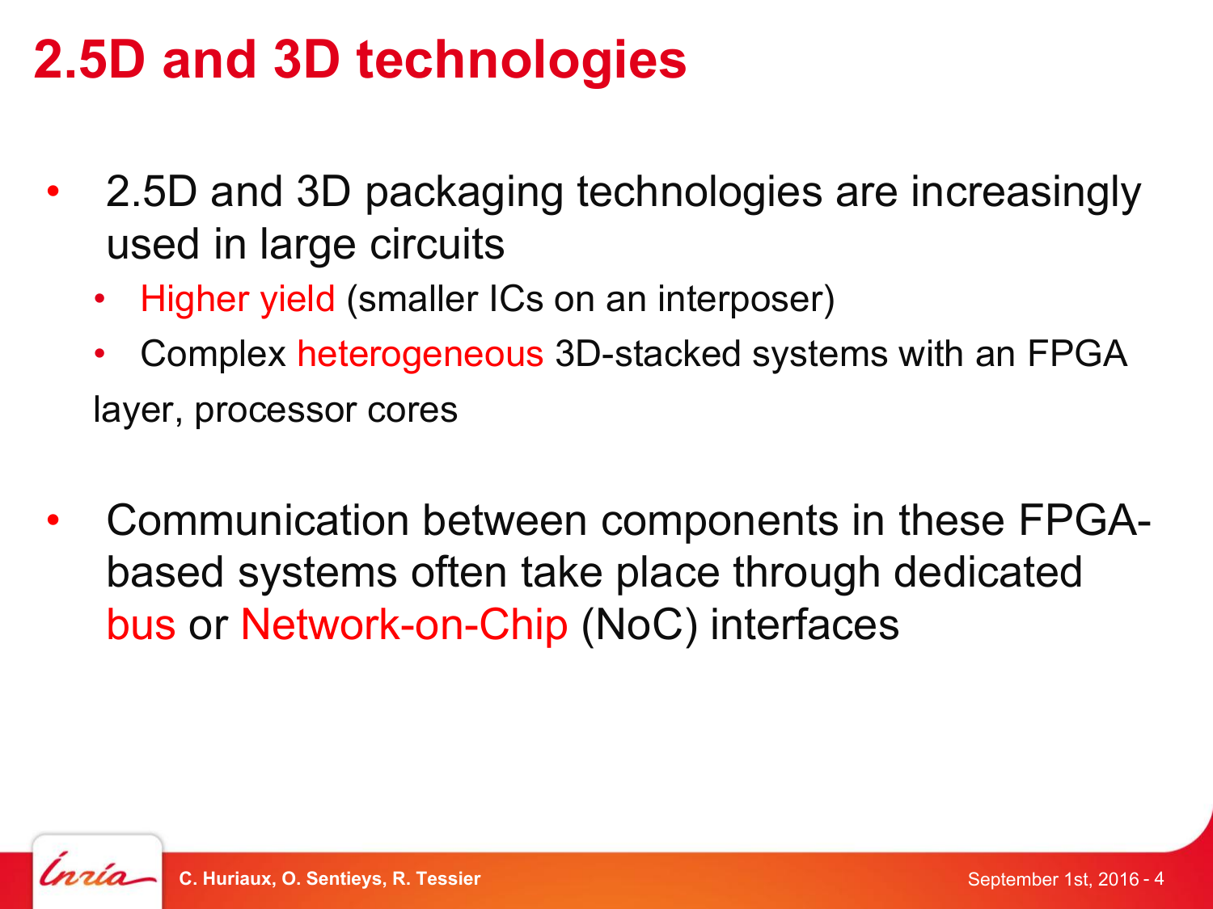# 2.5D and 3D technologies

- 2.5D and 3D packaging technologies are increasingly used in large circuits
  - Higher yield (smaller ICs on an interposer)
  - Complex heterogeneous 3D-stacked systems with an FPGA layer, processor cores

- Communication between components in these FPGA-based systems often take place through dedicated bus or Network-on-Chip (NoC) interfaces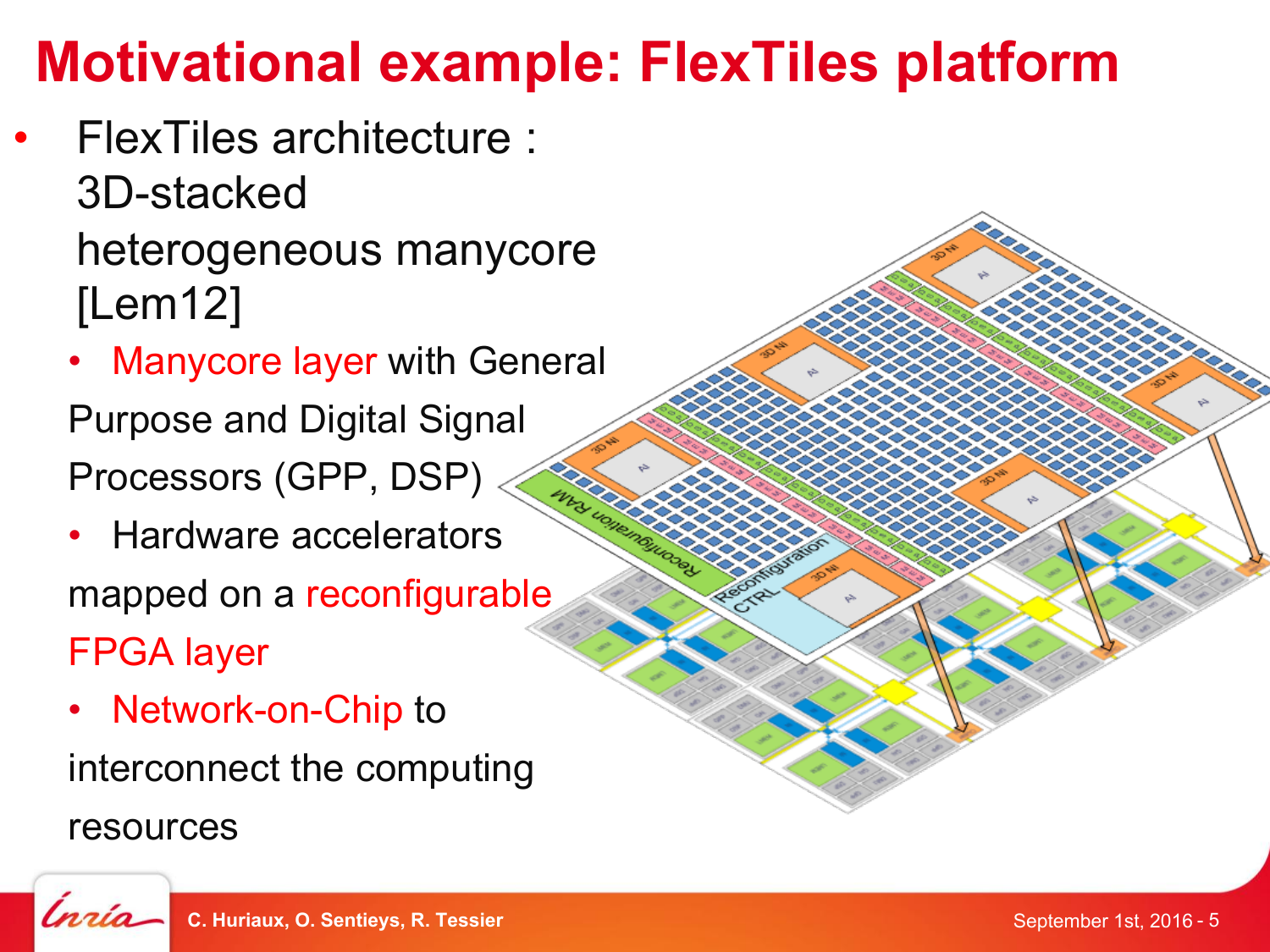# Motivational example: FlexTiles platform

- FlexTiles architecture : 3D-stacked heterogeneous manycore [Lem12]
  - Manycore layer with General Purpose and Digital Signal Processors (GPP, DSP)
  - Hardware accelerators mapped on a reconfigurable FPGA layer
  - Network-on-Chip to interconnect the computing resources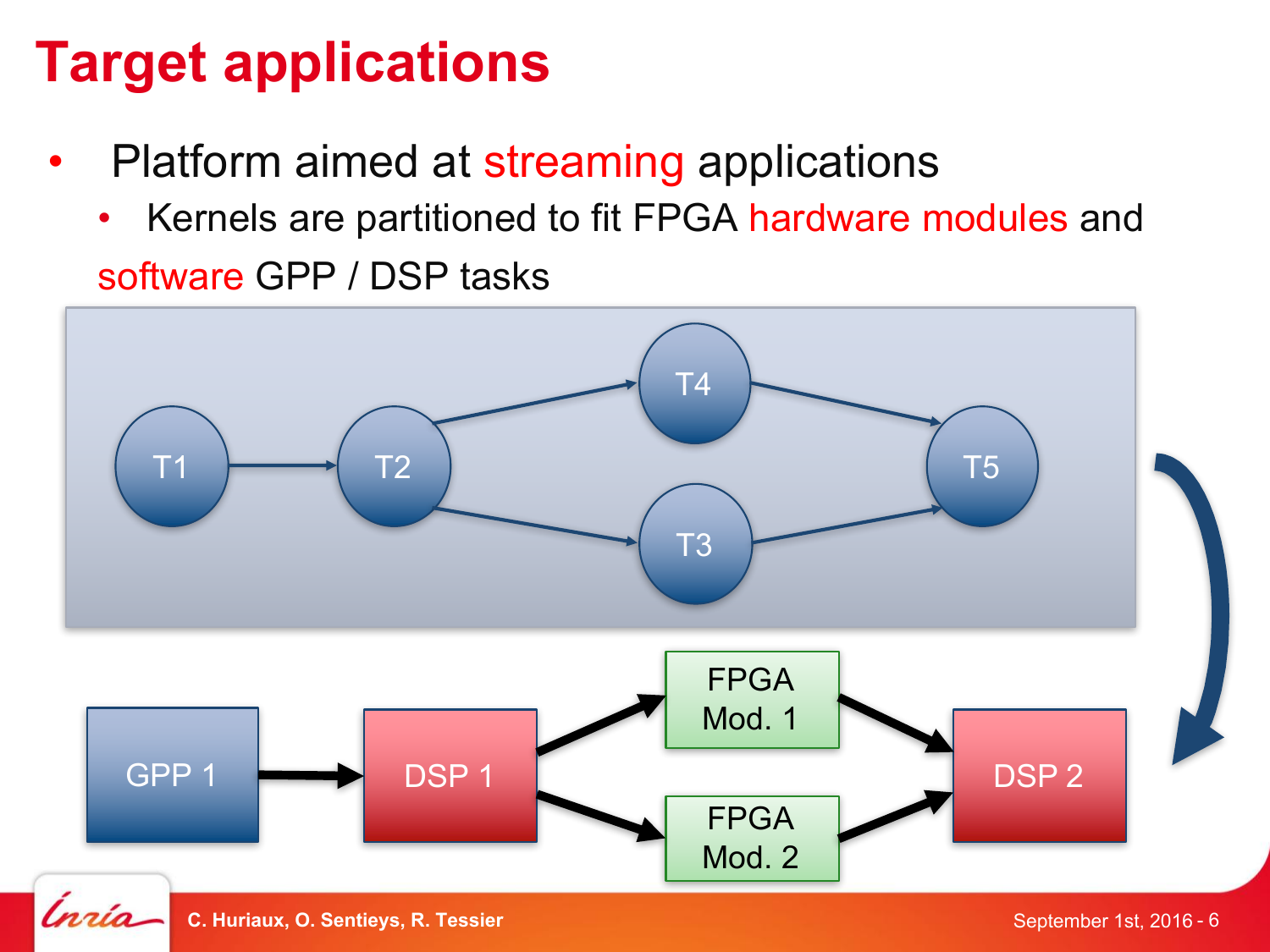# Target applications

- Platform aimed at streaming applications
  - Kernels are partitioned to fit FPGA hardware modules and software GPP / DSP tasks

T1 → T2 → T4 → T5

T2 → T3 → T5

GPP 1 → DSP 1 → FPGA Mod. 1 → DSP 2

DSP 1 → FPGA Mod. 2 → DSP 2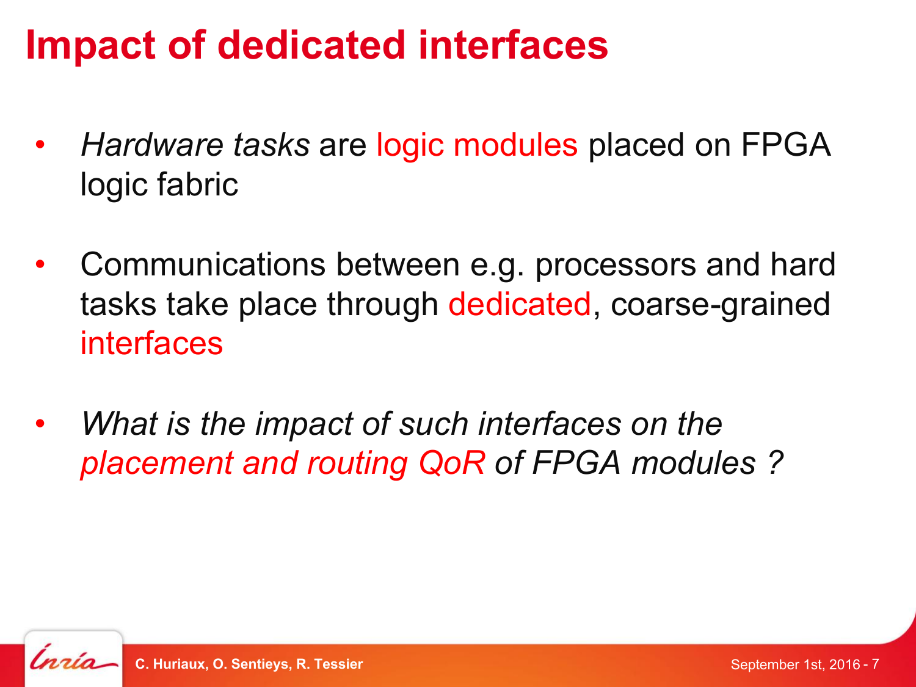# Impact of dedicated interfaces

- *Hardware tasks* are logic modules placed on FPGA logic fabric
- Communications between e.g. processors and hard tasks take place through dedicated, coarse-grained interfaces
- *What is the impact of such interfaces on the placement and routing QoR of FPGA modules ?*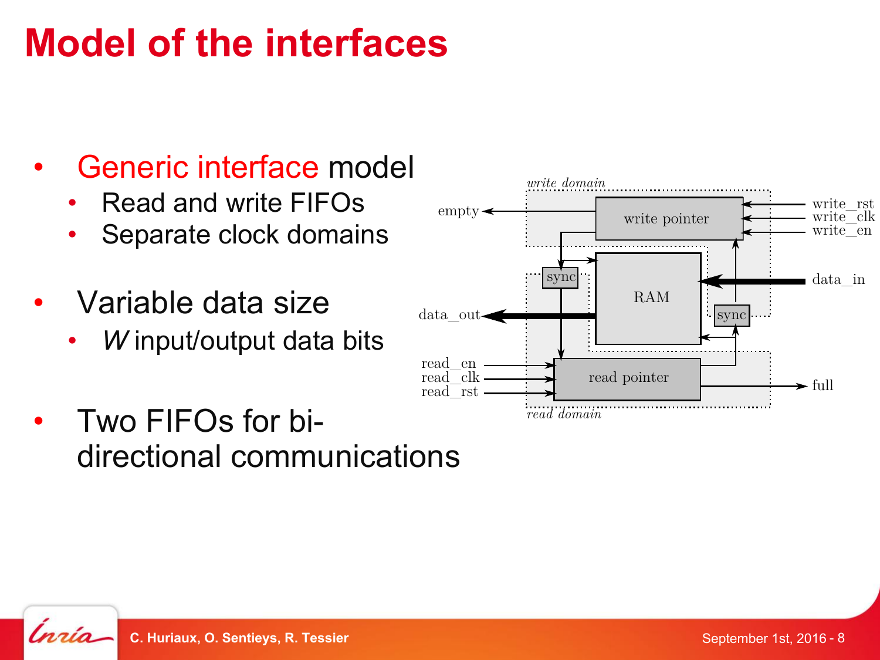# Model of the interfaces

- Generic interface model
  - Read and write FIFOs
  - Separate clock domains
- Variable data size
  - *W* input/output data bits
- Two FIFOs for bi-directional communications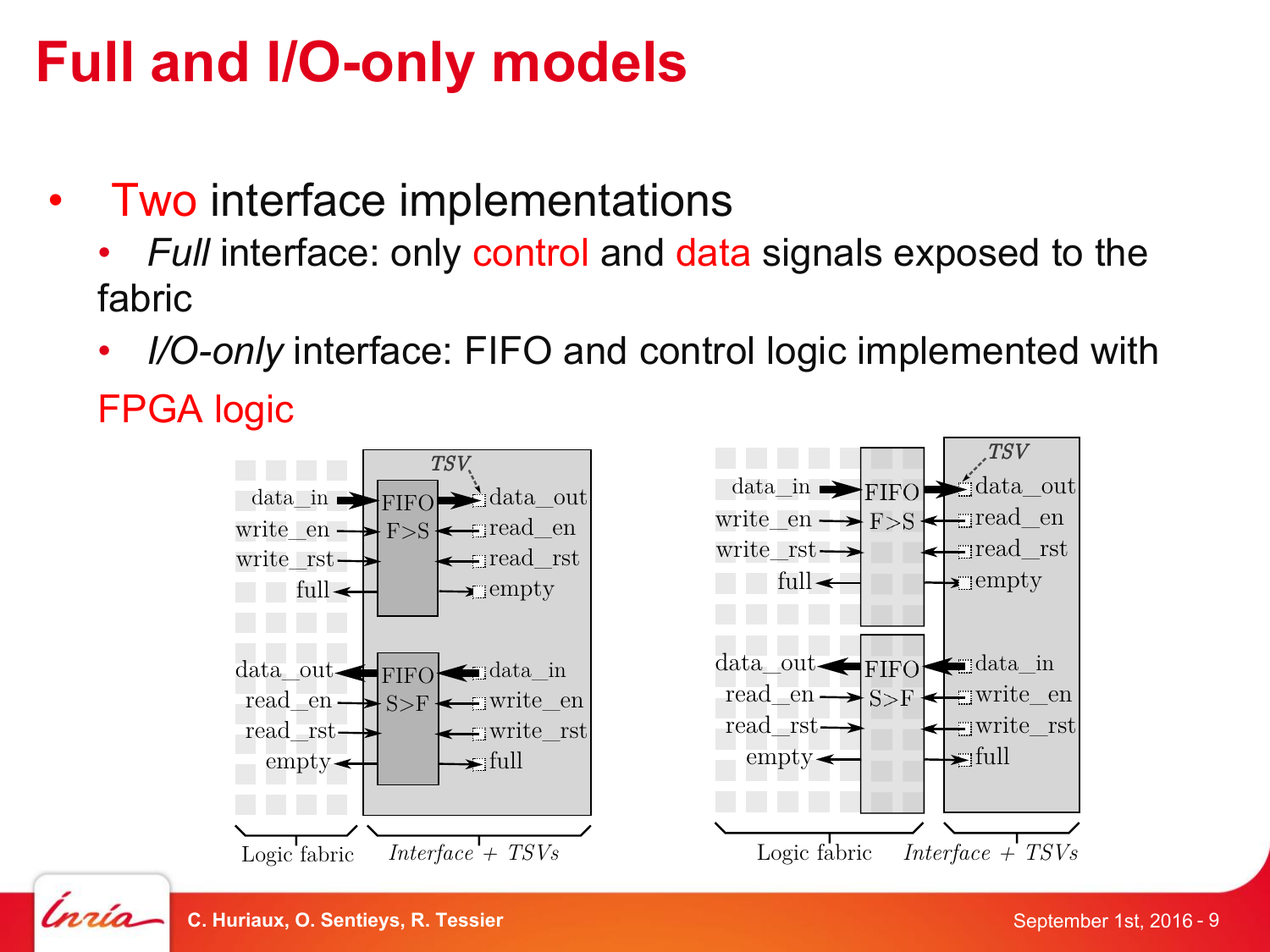# Full and I/O-only models

- Two interface implementations
  - *Full* interface: only control and data signals exposed to the fabric
  - *I/O-only* interface: FIFO and control logic implemented with FPGA logic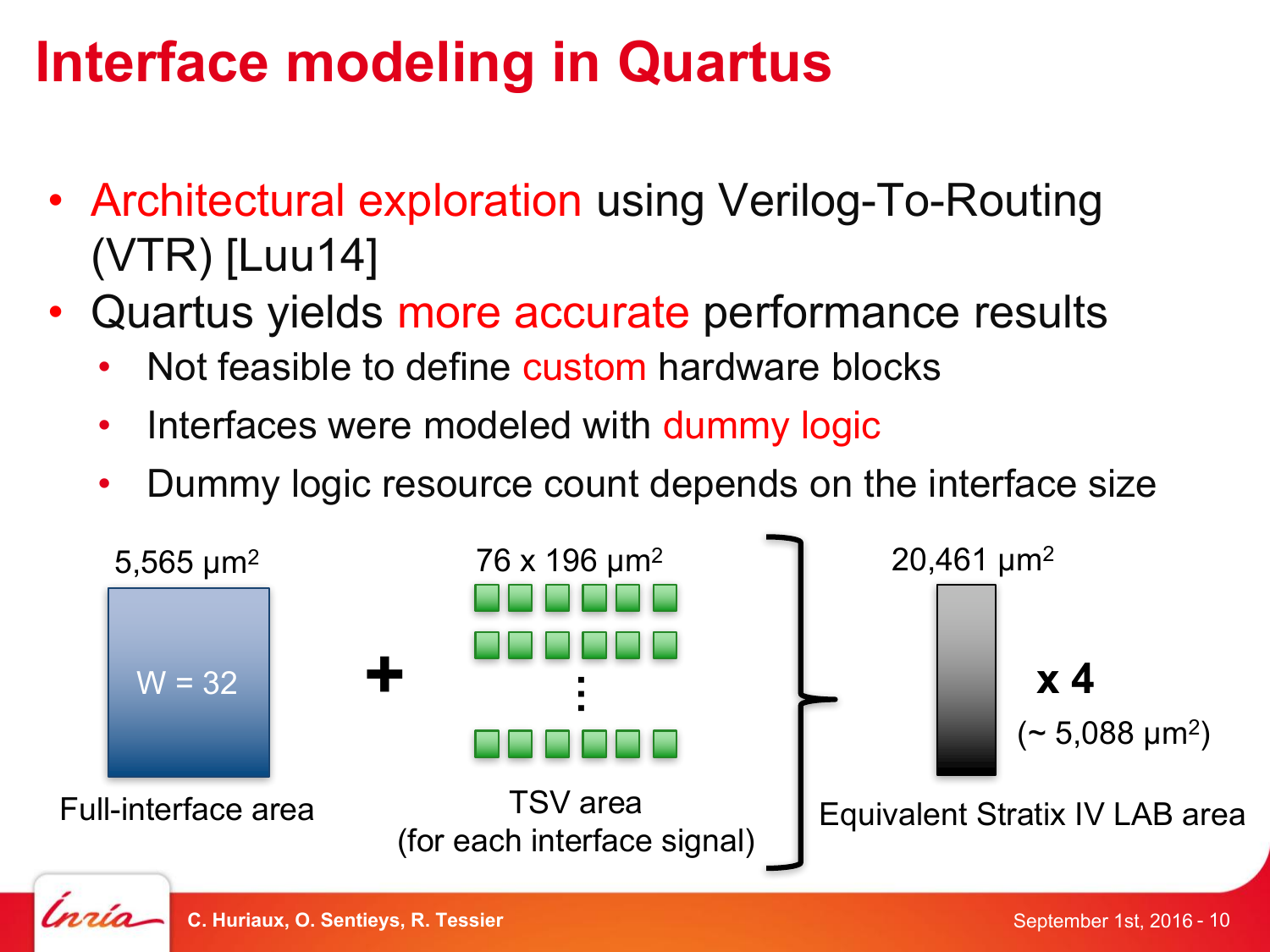# Interface modeling in Quartus

- Architectural exploration using Verilog-To-Routing (VTR) [Luu14]
- Quartus yields more accurate performance results
  - Not feasible to define custom hardware blocks
  - Interfaces were modeled with dummy logic
  - Dummy logic resource count depends on the interface size

5,565 μm²

W = 32

Full-interface area

+

76 x 196 μm²

TSV area (for each interface signal)

20,461 μm²

x 4 (~ 5,088 μm²)

Equivalent Stratix IV LAB area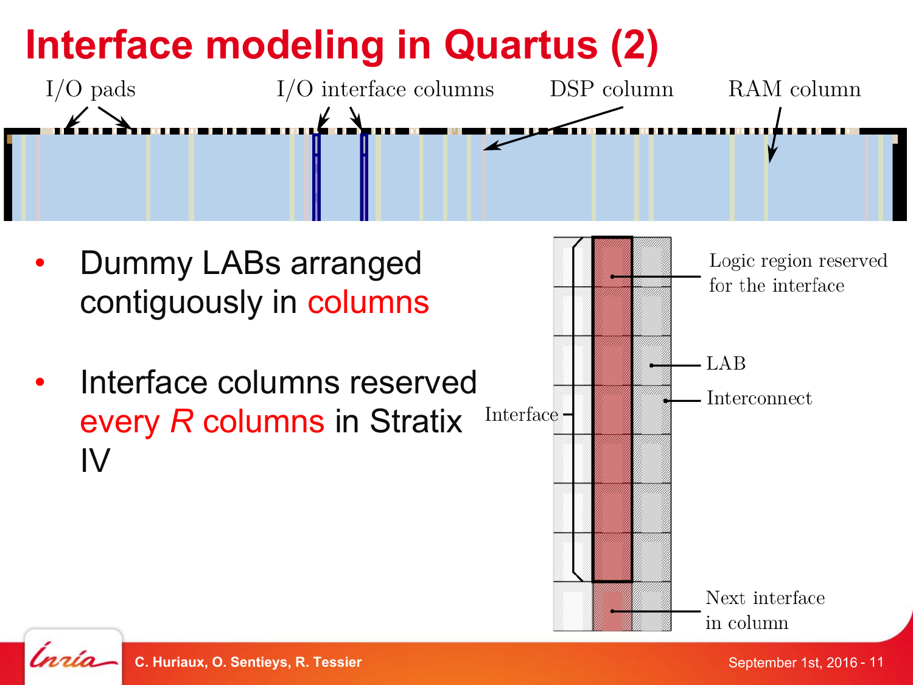# Interface modeling in Quartus (2)

I/O pads — I/O interface columns — DSP column — RAM column

- Dummy LABs arranged contiguously in columns
- Interface columns reserved every $R$ columns in Stratix IV

Interface — Logic region reserved for the interface — LAB — Interconnect — Next interface in column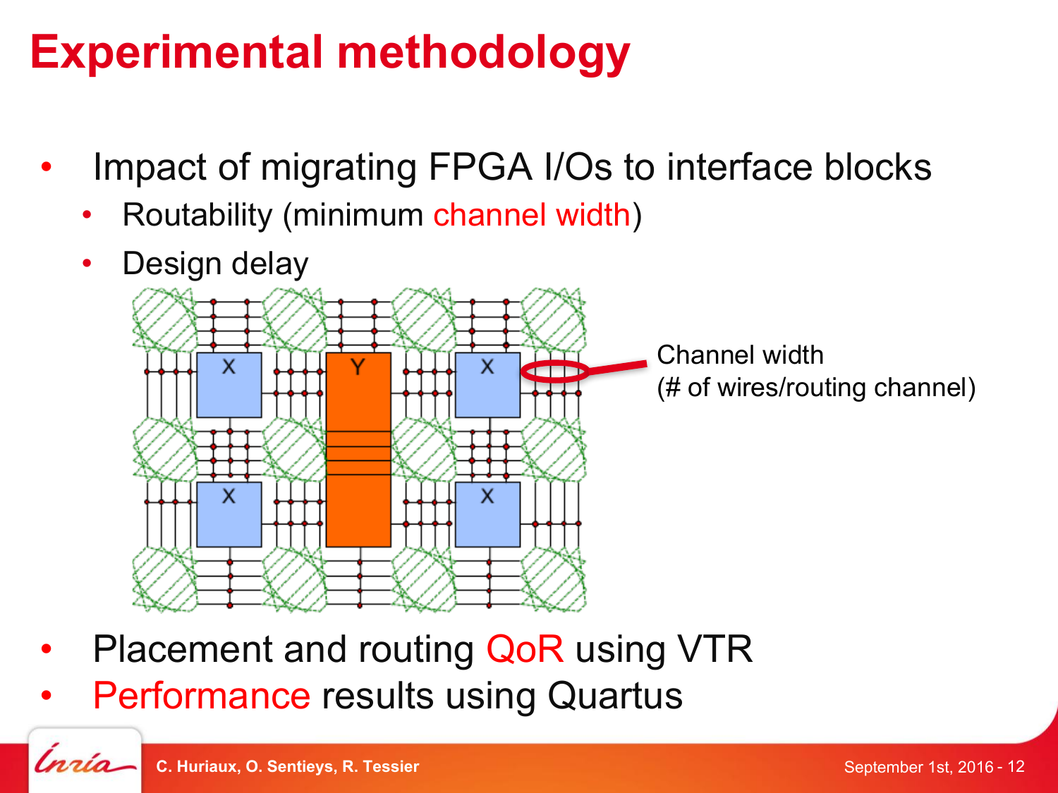# Experimental methodology

- Impact of migrating FPGA I/Os to interface blocks
  - Routability (minimum channel width)
  - Design delay

Channel width (# of wires/routing channel)

- Placement and routing QoR using VTR
- Performance results using Quartus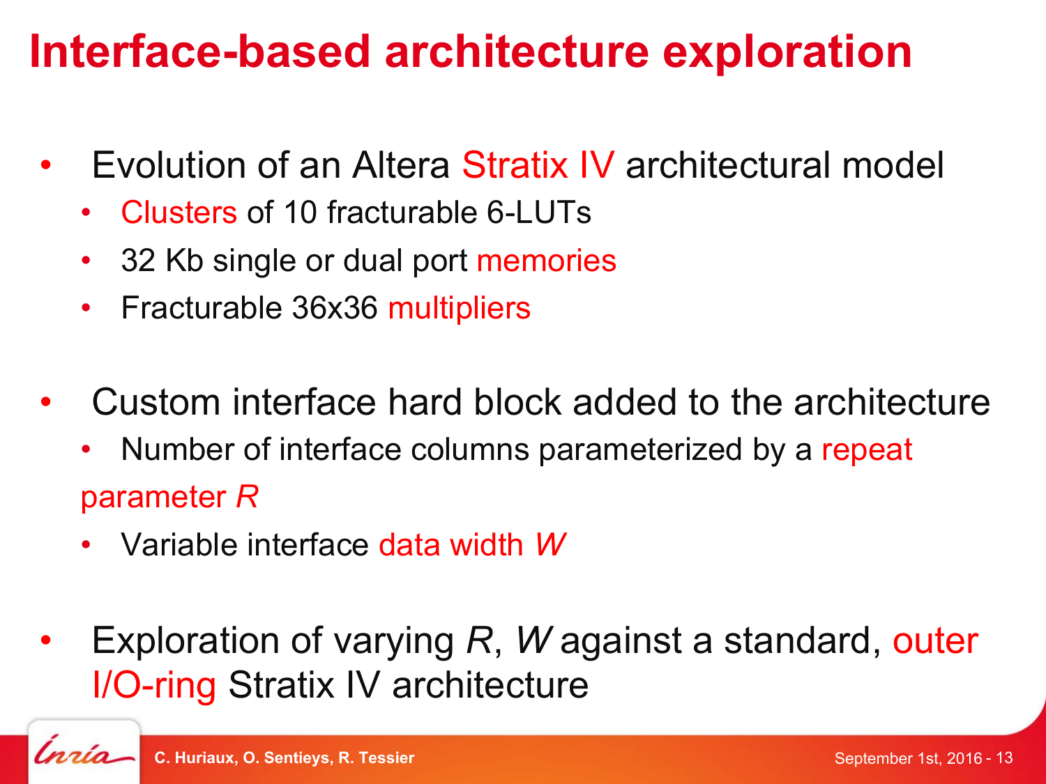# Interface-based architecture exploration

- Evolution of an Altera Stratix IV architectural model
  - Clusters of 10 fracturable 6-LUTs
  - 32 Kb single or dual port memories
  - Fracturable 36x36 multipliers
- Custom interface hard block added to the architecture
  - Number of interface columns parameterized by a repeat parameter *R*
  - Variable interface data width *W*
- Exploration of varying *R*, *W* against a standard, outer I/O-ring Stratix IV architecture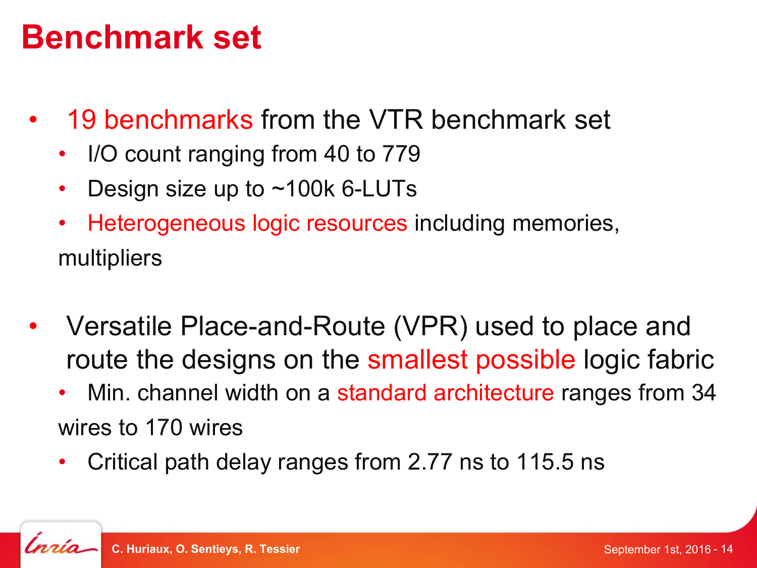# Benchmark set

- 19 benchmarks from the VTR benchmark set
  - I/O count ranging from 40 to 779
  - Design size up to ~100k 6-LUTs
  - Heterogeneous logic resources including memories, multipliers

- Versatile Place-and-Route (VPR) used to place and route the designs on the smallest possible logic fabric
  - Min. channel width on a standard architecture ranges from 34 wires to 170 wires
  - Critical path delay ranges from 2.77 ns to 115.5 ns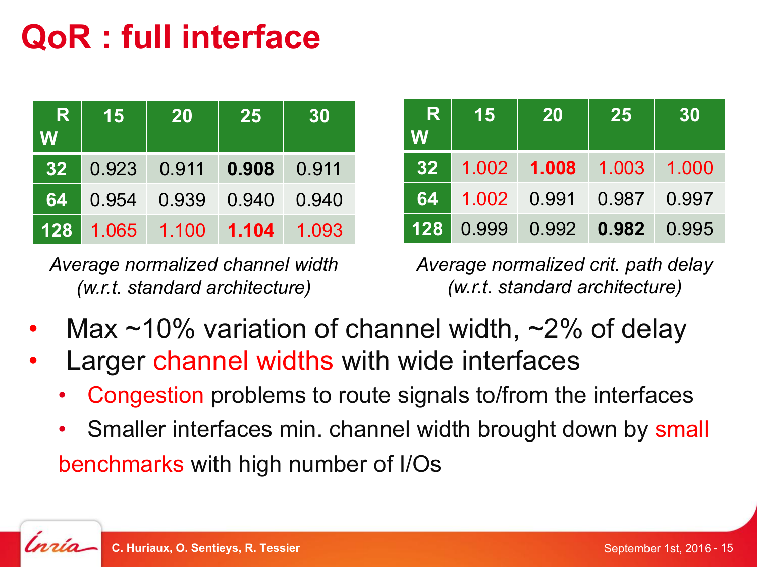# QoR : full interface

| R / W | 15 | 20 | 25 | 30 |
|---|---|---|---|---|
| 32 | 0.923 | 0.911 | **0.908** | 0.911 |
| 64 | 0.954 | 0.939 | 0.940 | 0.940 |
| 128 | 1.065 | 1.100 | **1.104** | 1.093 |

*Average normalized channel width (w.r.t. standard architecture)*

| R / W | 15 | 20 | 25 | 30 |
|---|---|---|---|---|
| 32 | 1.002 | **1.008** | 1.003 | 1.000 |
| 64 | 1.002 | 0.991 | 0.987 | 0.997 |
| 128 | 0.999 | 0.992 | **0.982** | 0.995 |

*Average normalized crit. path delay (w.r.t. standard architecture)*

- Max ~10% variation of channel width, ~2% of delay
- Larger channel widths with wide interfaces
  - Congestion problems to route signals to/from the interfaces
  - Smaller interfaces min. channel width brought down by small benchmarks with high number of I/Os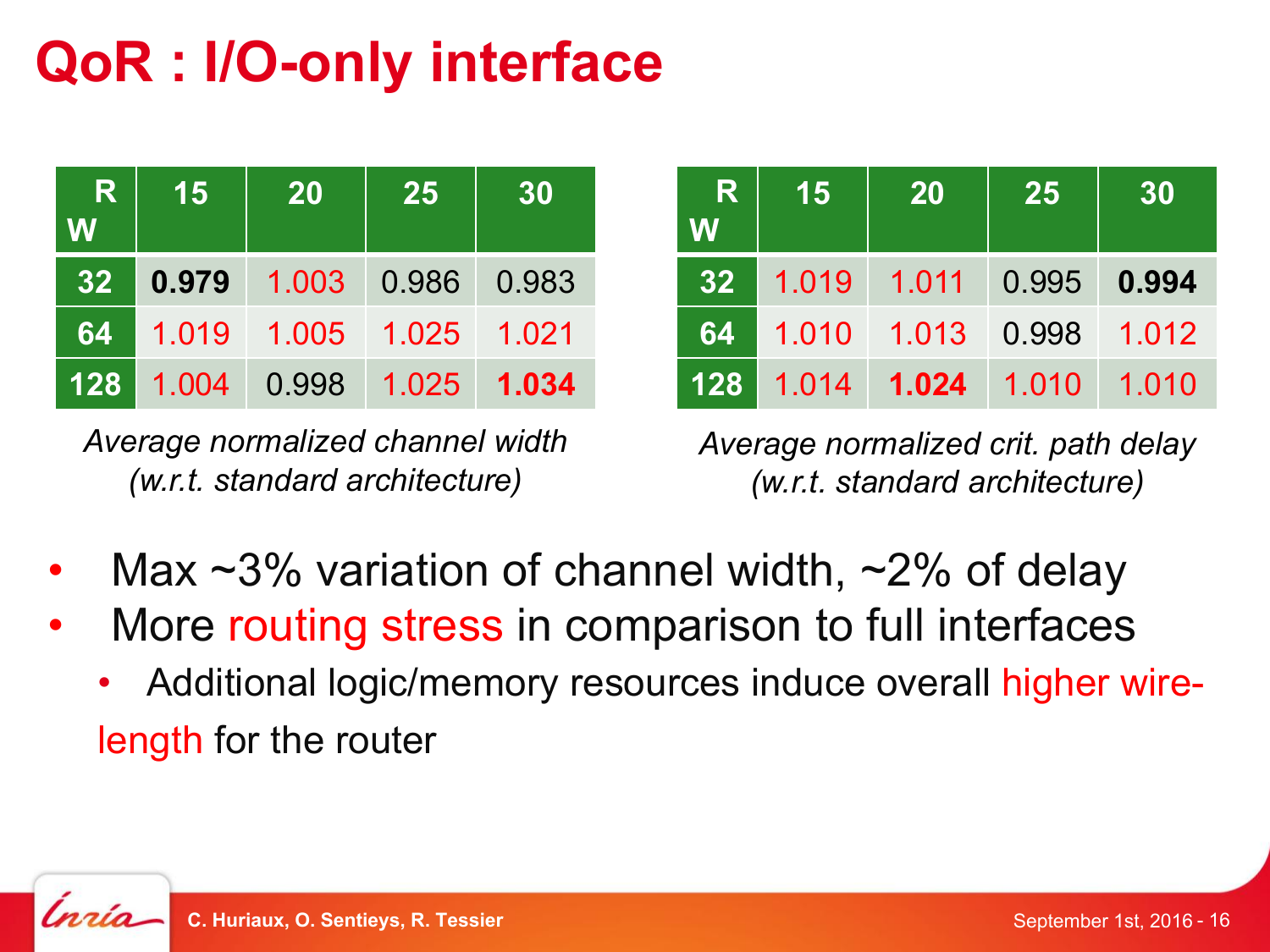# QoR : I/O-only interface

| R / W | 15 | 20 | 25 | 30 |
|---|---|---|---|---|
| 32 | **0.979** | 1.003 | 0.986 | 0.983 |
| 64 | 1.019 | 1.005 | 1.025 | 1.021 |
| 128 | 1.004 | 0.998 | 1.025 | **1.034** |

*Average normalized channel width (w.r.t. standard architecture)*

| R / W | 15 | 20 | 25 | 30 |
|---|---|---|---|---|
| 32 | 1.019 | 1.011 | 0.995 | **0.994** |
| 64 | 1.010 | 1.013 | 0.998 | 1.012 |
| 128 | 1.014 | **1.024** | 1.010 | 1.010 |

*Average normalized crit. path delay (w.r.t. standard architecture)*

- Max ~3% variation of channel width, ~2% of delay
- More routing stress in comparison to full interfaces
  - Additional logic/memory resources induce overall higher wire-length for the router

C. Huriaux, O. Sentieys, R. Tessier — September 1st, 2016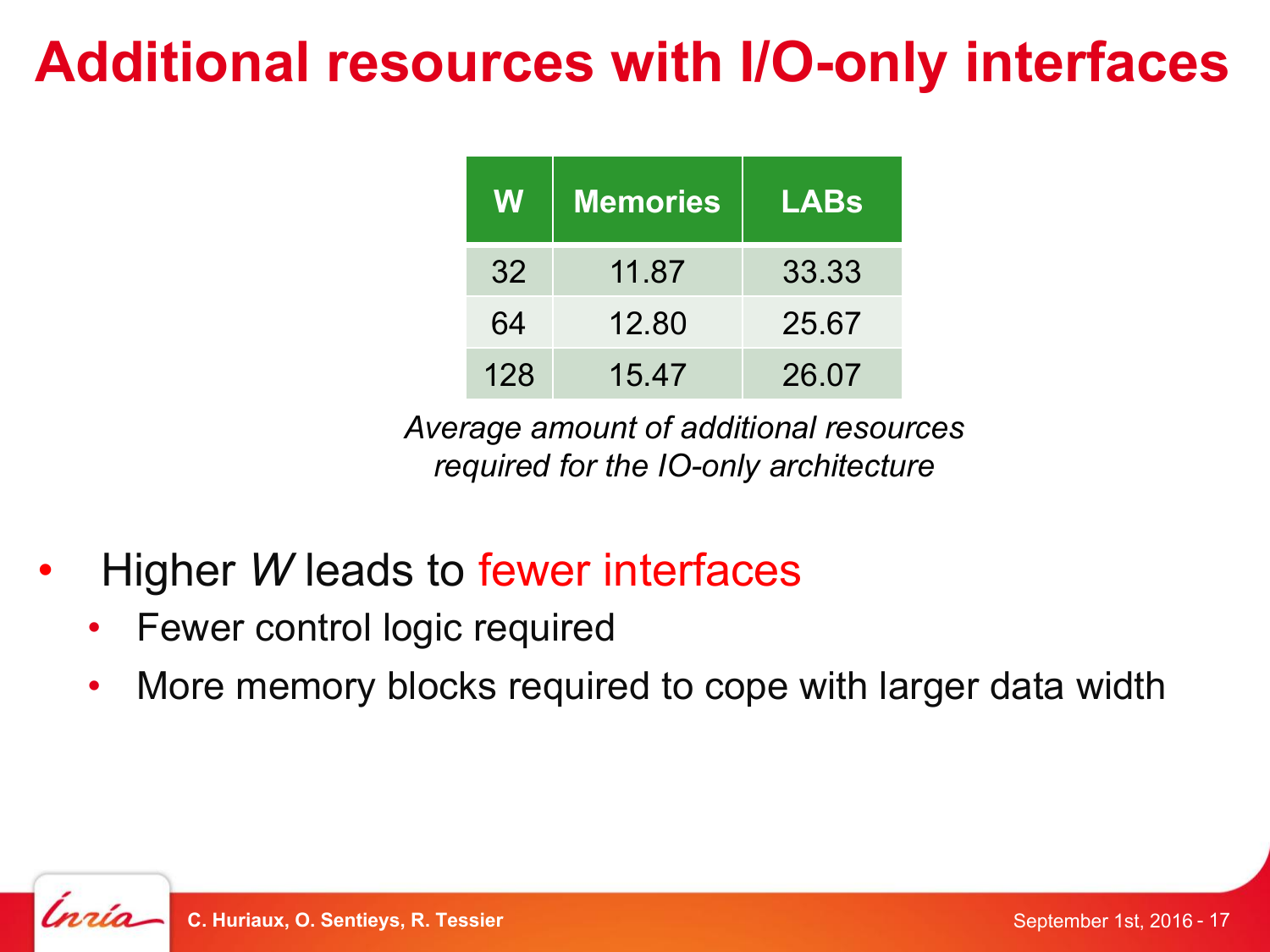# Additional resources with I/O-only interfaces

| W | Memories | LABs |
|---|---|---|
| 32 | 11.87 | 33.33 |
| 64 | 12.80 | 25.67 |
| 128 | 15.47 | 26.07 |

*Average amount of additional resources required for the IO-only architecture*

- Higher *W* leads to fewer interfaces
  - Fewer control logic required
  - More memory blocks required to cope with larger data width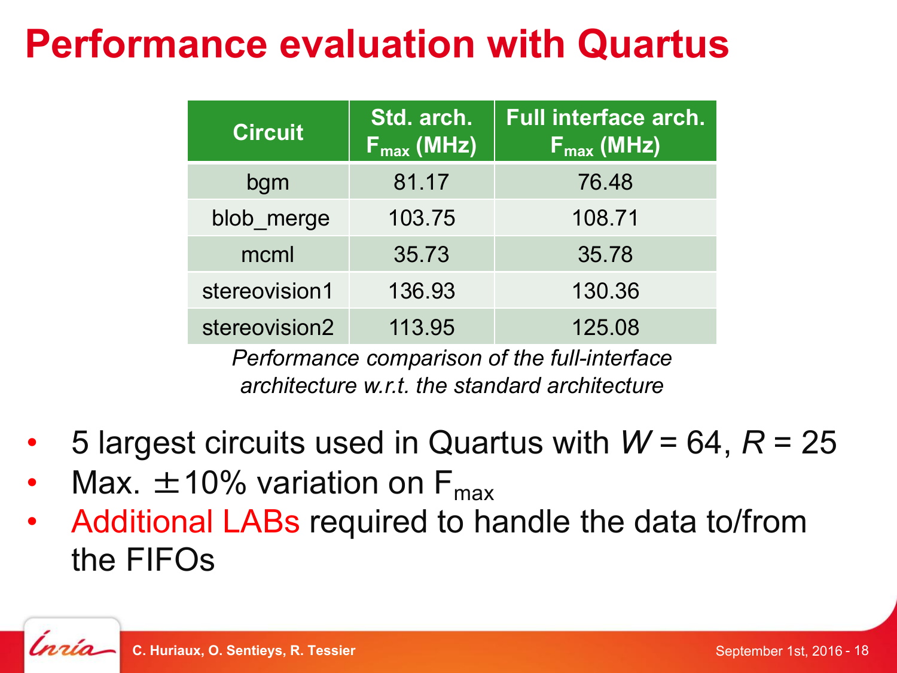# Performance evaluation with Quartus

| Circuit | Std. arch. $F_{max}$ (MHz) | Full interface arch. $F_{max}$ (MHz) |
|---|---|---|
| bgm | 81.17 | 76.48 |
| blob_merge | 103.75 | 108.71 |
| mcml | 35.73 | 35.78 |
| stereovision1 | 136.93 | 130.36 |
| stereovision2 | 113.95 | 125.08 |

*Performance comparison of the full-interface architecture w.r.t. the standard architecture*

- 5 largest circuits used in Quartus with $W = 64$, $R = 25$
- Max. $\pm$10% variation on $F_{max}$
- Additional LABs required to handle the data to/from the FIFOs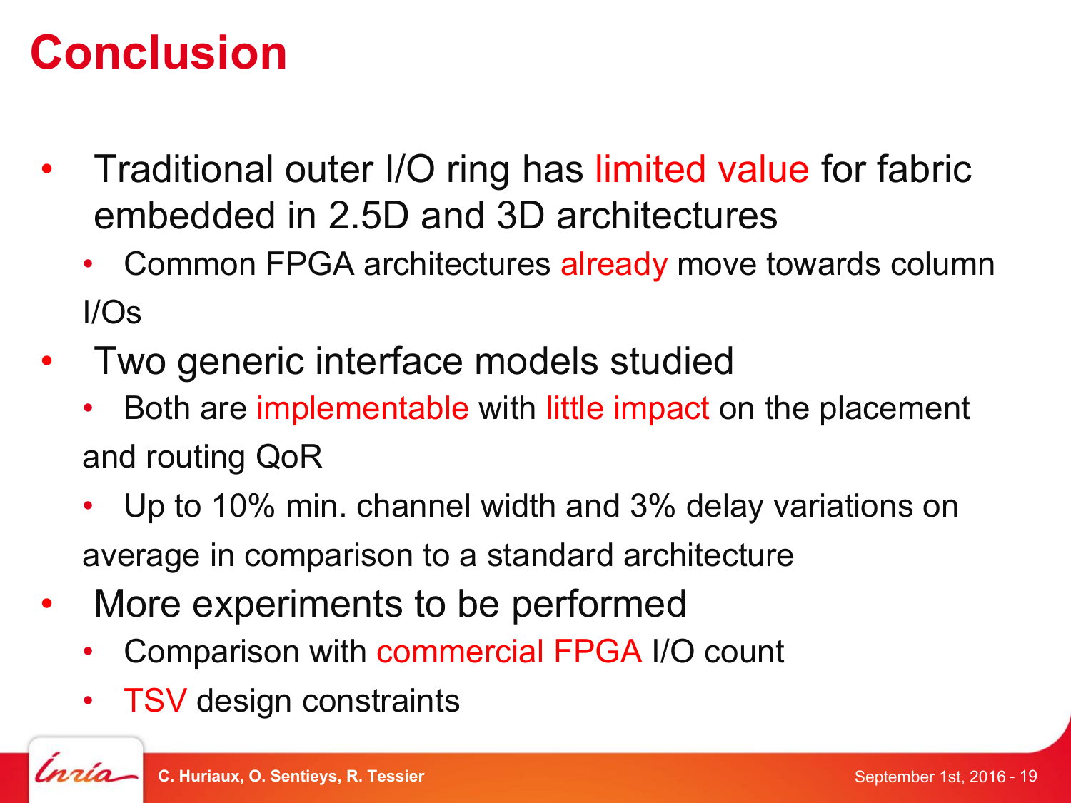# Conclusion

- Traditional outer I/O ring has limited value for fabric embedded in 2.5D and 3D architectures
  - Common FPGA architectures already move towards column I/Os
- Two generic interface models studied
  - Both are implementable with little impact on the placement and routing QoR
  - Up to 10% min. channel width and 3% delay variations on average in comparison to a standard architecture
- More experiments to be performed
  - Comparison with commercial FPGA I/O count
  - TSV design constraints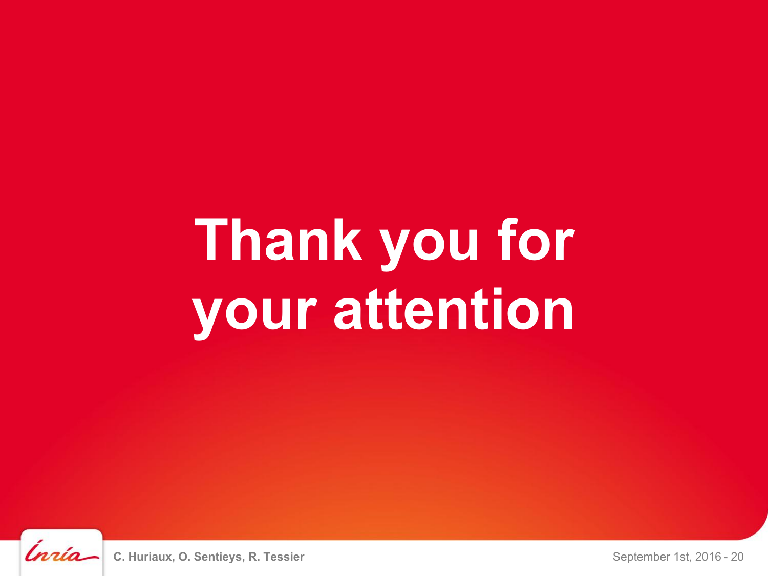# Thank you for your attention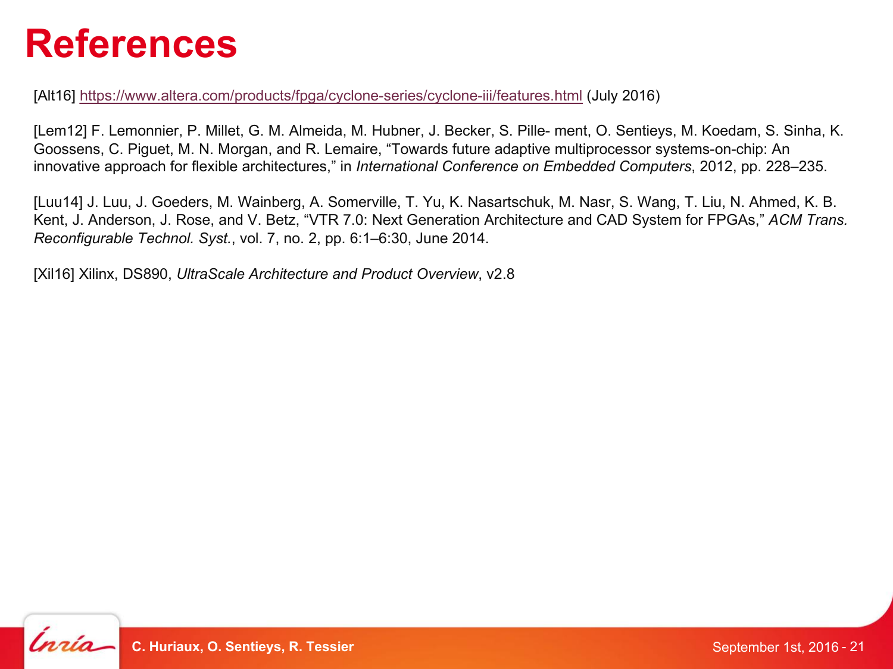# References

[Alt16] https://www.altera.com/products/fpga/cyclone-series/cyclone-iii/features.html (July 2016)

[Lem12] F. Lemonnier, P. Millet, G. M. Almeida, M. Hubner, J. Becker, S. Pille- ment, O. Sentieys, M. Koedam, S. Sinha, K. Goossens, C. Piguet, M. N. Morgan, and R. Lemaire, "Towards future adaptive multiprocessor systems-on-chip: An innovative approach for flexible architectures," in *International Conference on Embedded Computers*, 2012, pp. 228–235.

[Luu14] J. Luu, J. Goeders, M. Wainberg, A. Somerville, T. Yu, K. Nasartschuk, M. Nasr, S. Wang, T. Liu, N. Ahmed, K. B. Kent, J. Anderson, J. Rose, and V. Betz, "VTR 7.0: Next Generation Architecture and CAD System for FPGAs," *ACM Trans. Reconfigurable Technol. Syst.*, vol. 7, no. 2, pp. 6:1–6:30, June 2014.

[Xil16] Xilinx, DS890, *UltraScale Architecture and Product Overview*, v2.8